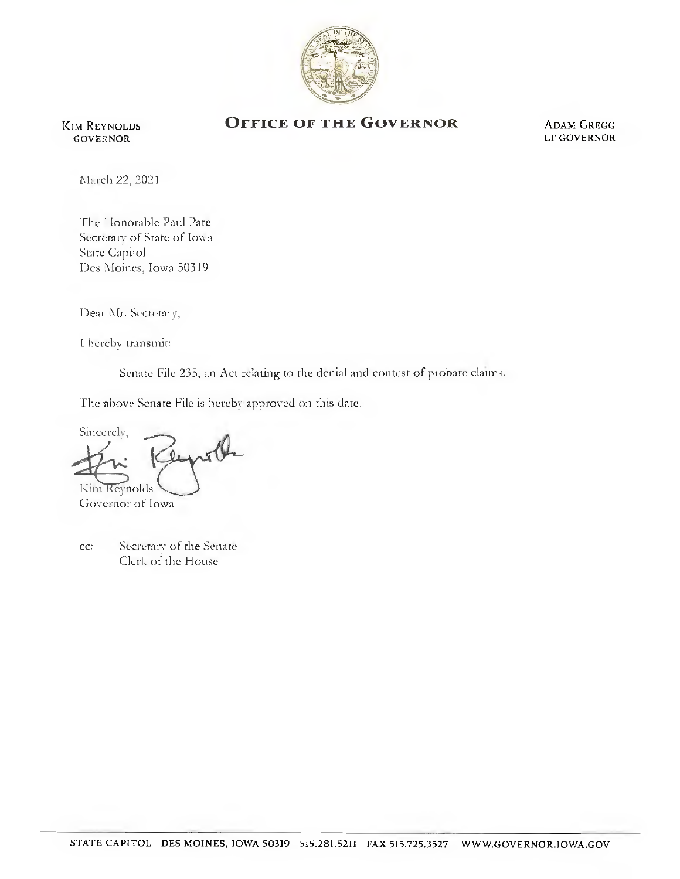KIM REYNOLDS
GOVERNOR

# OFFICE OF THE GOVERNOR

ADAM GREGG
LT GOVERNOR

March 22, 2021

The Honorable Paul Pate
Secretary of State of Iowa
State Capitol
Des Moines, Iowa 50319

Dear Mr. Secretary,

I hereby transmit:

Senate File 235, an Act relating to the denial and contest of probate claims.

The above Senate File is hereby approved on this date.

Sincerely,

Kim Reynolds
Governor of Iowa

cc: Secretary of the Senate
Clerk of the House

STATE CAPITOL DES MOINES, IOWA 50319 515.281.5211 FAX 515.725.3527 WWW.GOVERNOR.IOWA.GOV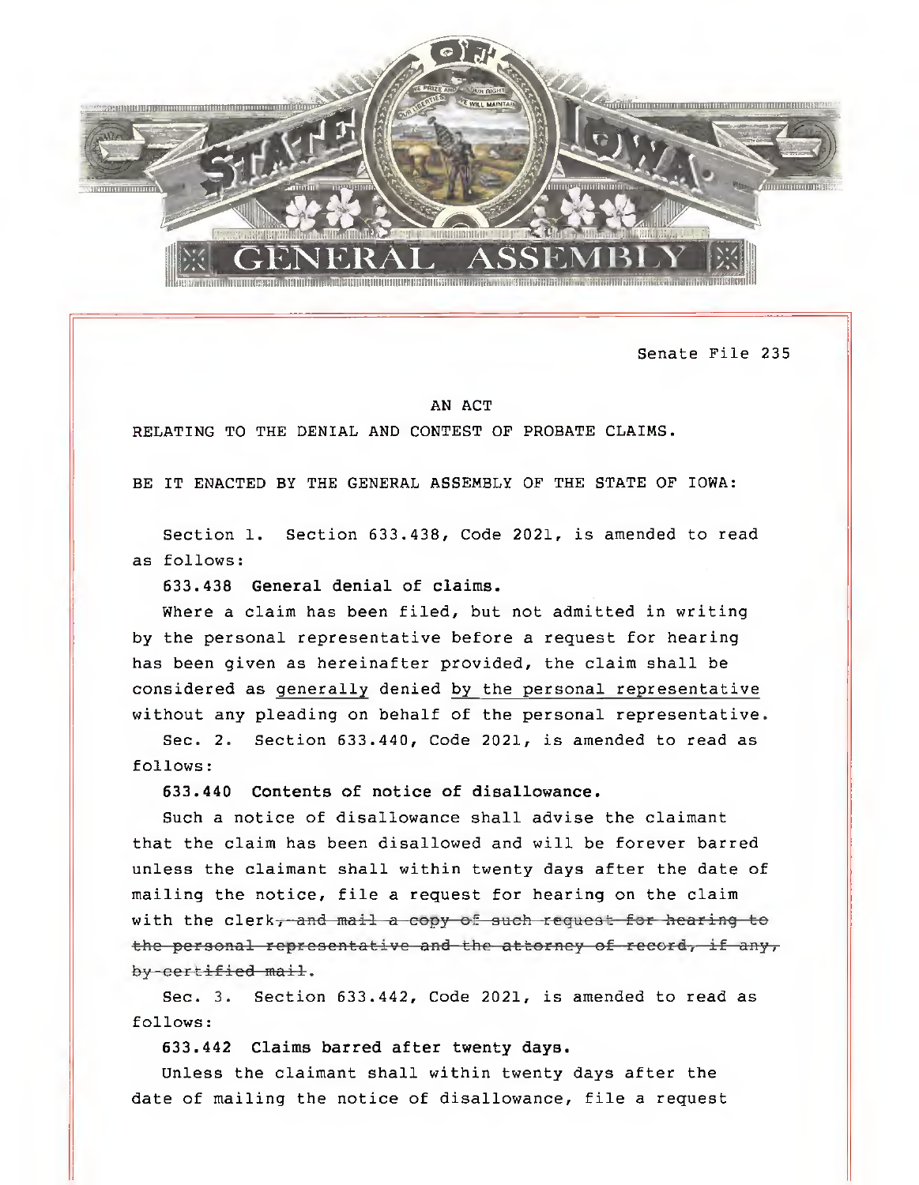Senate File 235

AN ACT

RELATING TO THE DENIAL AND CONTEST OF PROBATE CLAIMS.

BE IT ENACTED BY THE GENERAL ASSEMBLY OF THE STATE OF IOWA:

Section 1. Section 633.438, Code 2021, is amended to read as follows:

**633.438 General denial of claims.**

Where a claim has been filed, but not admitted in writing by the personal representative before a request for hearing has been given as hereinafter provided, the claim shall be considered as <u>generally</u> denied <u>by the personal representative</u> without any pleading on behalf of the personal representative.

Sec. 2. Section 633.440, Code 2021, is amended to read as follows:

**633.440 Contents of notice of disallowance.**

Such a notice of disallowance shall advise the claimant that the claim has been disallowed and will be forever barred unless the claimant shall within twenty days after the date of mailing the notice, file a request for hearing on the claim with the clerk~~, and mail a copy of such request for hearing to the personal representative and the attorney of record, if any, by certified mail~~.

Sec. 3. Section 633.442, Code 2021, is amended to read as follows:

**633.442 Claims barred after twenty days.**

Unless the claimant shall within twenty days after the date of mailing the notice of disallowance, file a request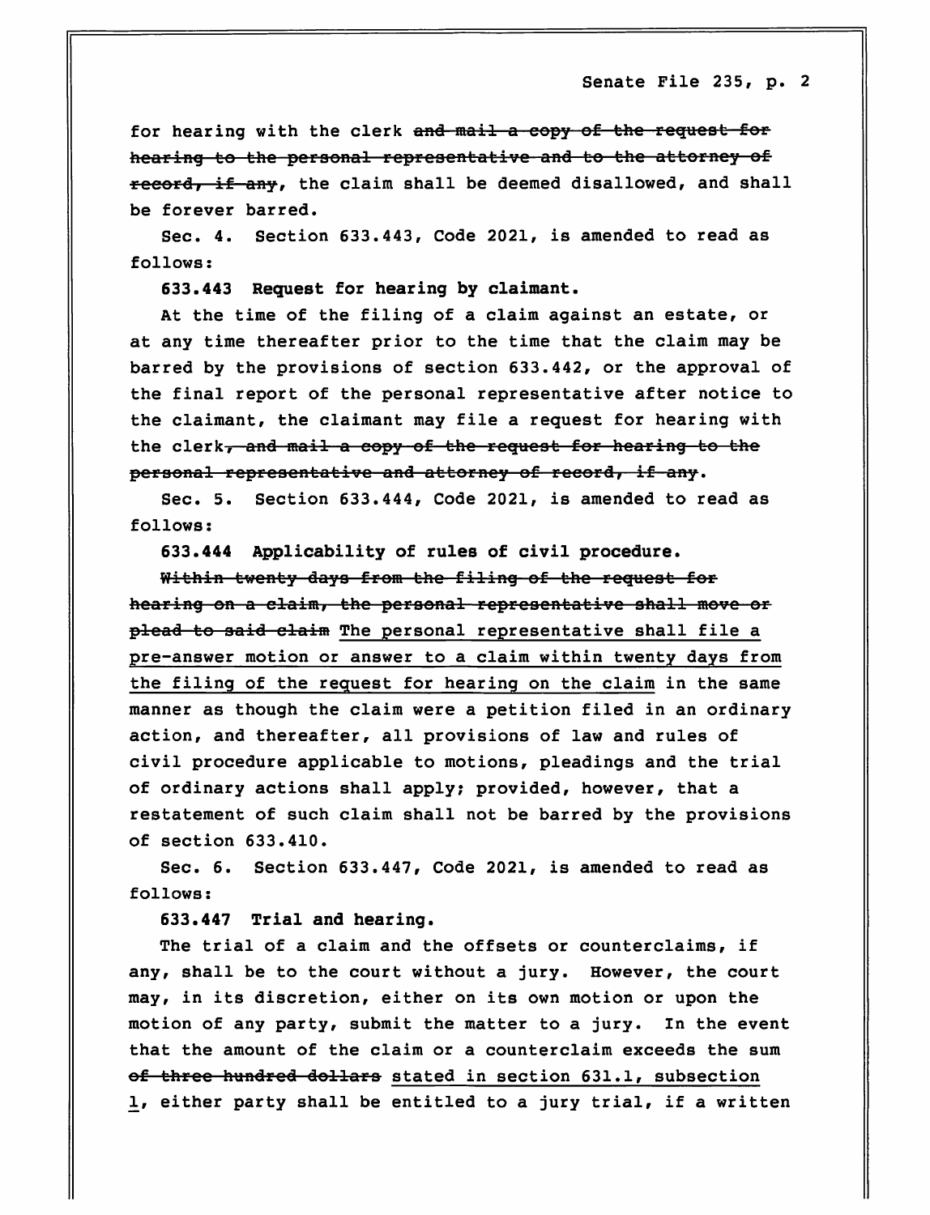for hearing with the clerk ~~and mail a copy of the request for hearing to the personal representative and to the attorney of record, if any~~, the claim shall be deemed disallowed, and shall be forever barred.

Sec. 4. Section 633.443, Code 2021, is amended to read as follows:

**633.443 Request for hearing by claimant.**

At the time of the filing of a claim against an estate, or at any time thereafter prior to the time that the claim may be barred by the provisions of section 633.442, or the approval of the final report of the personal representative after notice to the claimant, the claimant may file a request for hearing with the clerk~~, and mail a copy of the request for hearing to the personal representative and attorney of record, if any~~.

Sec. 5. Section 633.444, Code 2021, is amended to read as follows:

**633.444 Applicability of rules of civil procedure.**

~~Within twenty days from the filing of the request for hearing on a claim, the personal representative shall move or plead to said claim~~ <u>The personal representative shall file a pre-answer motion or answer to a claim within twenty days from the filing of the request for hearing on the claim</u> in the same manner as though the claim were a petition filed in an ordinary action, and thereafter, all provisions of law and rules of civil procedure applicable to motions, pleadings and the trial of ordinary actions shall apply; provided, however, that a restatement of such claim shall not be barred by the provisions of section 633.410.

Sec. 6. Section 633.447, Code 2021, is amended to read as follows:

**633.447 Trial and hearing.**

The trial of a claim and the offsets or counterclaims, if any, shall be to the court without a jury. However, the court may, in its discretion, either on its own motion or upon the motion of any party, submit the matter to a jury. In the event that the amount of the claim or a counterclaim exceeds the sum ~~of three hundred dollars~~ <u>stated in section 631.1, subsection 1</u>, either party shall be entitled to a jury trial, if a written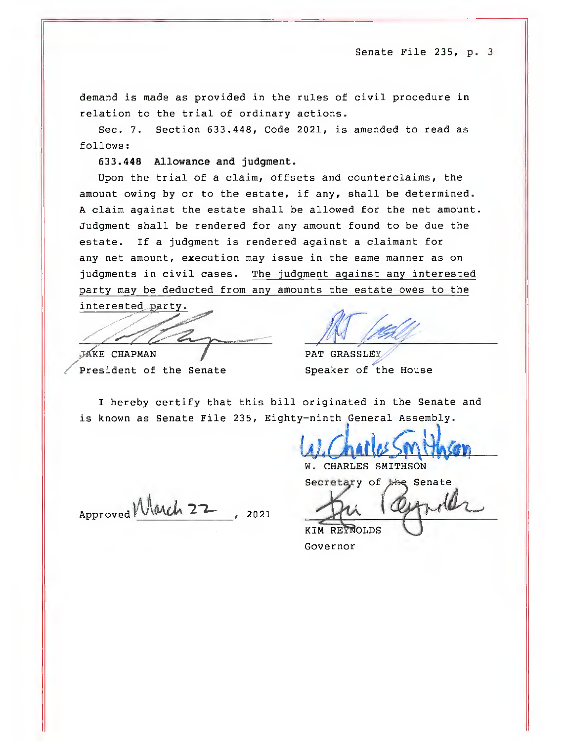demand is made as provided in the rules of civil procedure in relation to the trial of ordinary actions.

Sec. 7. Section 633.448, Code 2021, is amended to read as follows:

**633.448 Allowance and judgment.**

Upon the trial of a claim, offsets and counterclaims, the amount owing by or to the estate, if any, shall be determined. A claim against the estate shall be allowed for the net amount. Judgment shall be rendered for any amount found to be due the estate. If a judgment is rendered against a claimant for any net amount, execution may issue in the same manner as on judgments in civil cases. <u>The judgment against any interested party may be deducted from any amounts the estate owes to the interested party.</u>

JAKE CHAPMAN
President of the Senate

PAT GRASSLEY
Speaker of the House

I hereby certify that this bill originated in the Senate and is known as Senate File 235, Eighty-ninth General Assembly.

W. CHARLES SMITHSON
Secretary of the Senate

Approved March 22, 2021

KIM REYNOLDS
Governor